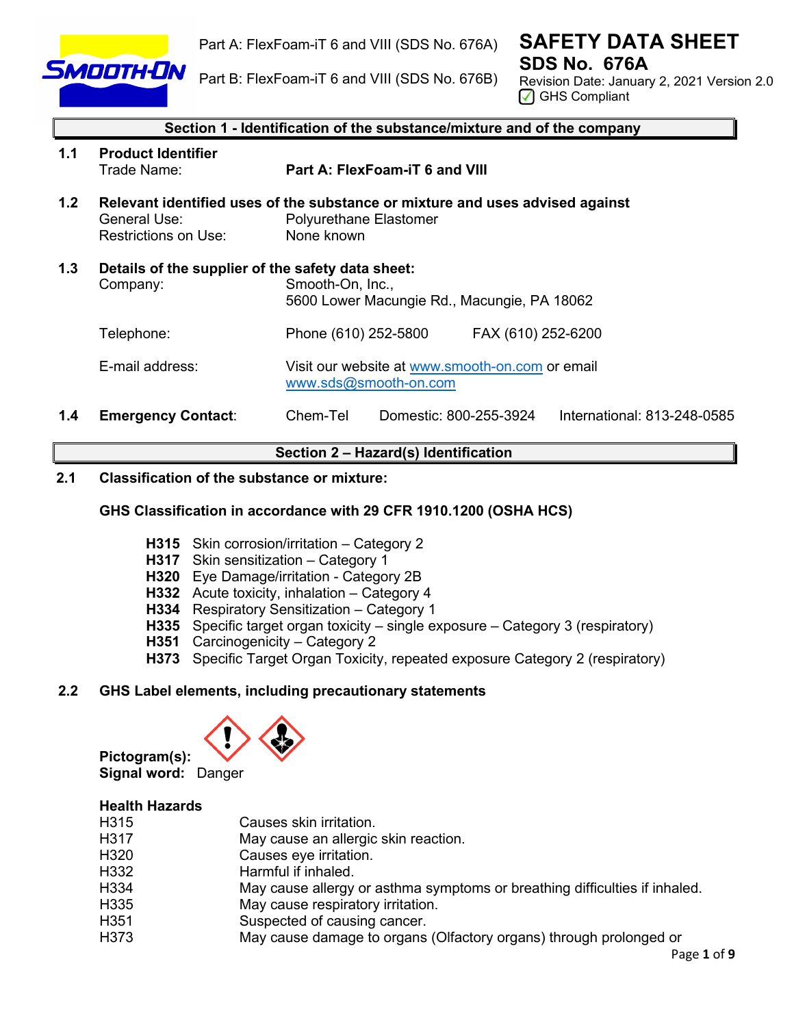Part A: FlexFoam-iT 6 and VIII (SDS No. 676A)

Part B: FlexFoam-iT 6 and VIII (SDS No. 676B)

# SAFETY DATA SHEET
## SDS No. 676A

Revision Date: January 2, 2021 Version 2.0

☑ GHS Compliant

## Section 1 - Identification of the substance/mixture and of the company

**1.1 Product Identifier**

Trade Name: **Part A: FlexFoam-iT 6 and VIII**

**1.2 Relevant identified uses of the substance or mixture and uses advised against**

General Use: Polyurethane Elastomer

Restrictions on Use: None known

**1.3 Details of the supplier of the safety data sheet:**

Company: Smooth-On, Inc., 5600 Lower Macungie Rd., Macungie, PA 18062

Telephone: Phone (610) 252-5800 FAX (610) 252-6200

E-mail address: Visit our website at www.smooth-on.com or email www.sds@smooth-on.com

**1.4 Emergency Contact**: Chem-Tel Domestic: 800-255-3924 International: 813-248-0585

## Section 2 – Hazard(s) Identification

**2.1 Classification of the substance or mixture:**

**GHS Classification in accordance with 29 CFR 1910.1200 (OSHA HCS)**

- **H315** Skin corrosion/irritation – Category 2
- **H317** Skin sensitization – Category 1
- **H320** Eye Damage/irritation - Category 2B
- **H332** Acute toxicity, inhalation – Category 4
- **H334** Respiratory Sensitization – Category 1
- **H335** Specific target organ toxicity – single exposure – Category 3 (respiratory)
- **H351** Carcinogenicity – Category 2
- **H373** Specific Target Organ Toxicity, repeated exposure Category 2 (respiratory)

**2.2 GHS Label elements, including precautionary statements**

**Pictogram(s):**

**Signal word:** Danger

**Health Hazards**

| | |
|---|---|
| H315 | Causes skin irritation. |
| H317 | May cause an allergic skin reaction. |
| H320 | Causes eye irritation. |
| H332 | Harmful if inhaled. |
| H334 | May cause allergy or asthma symptoms or breathing difficulties if inhaled. |
| H335 | May cause respiratory irritation. |
| H351 | Suspected of causing cancer. |
| H373 | May cause damage to organs (Olfactory organs) through prolonged or |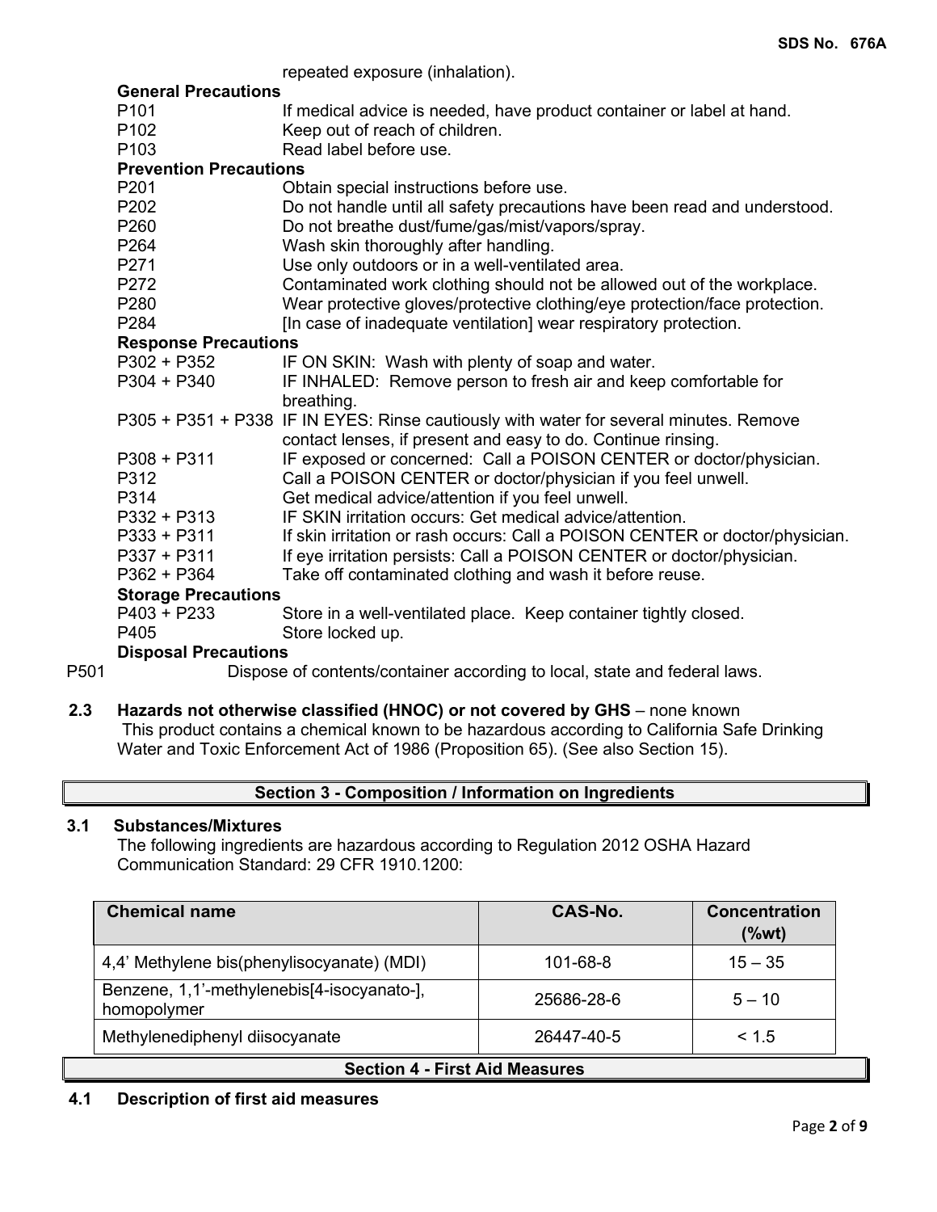repeated exposure (inhalation).

**General Precautions**

| | |
|---|---|
| P101 | If medical advice is needed, have product container or label at hand. |
| P102 | Keep out of reach of children. |
| P103 | Read label before use. |

**Prevention Precautions**

| | |
|---|---|
| P201 | Obtain special instructions before use. |
| P202 | Do not handle until all safety precautions have been read and understood. |
| P260 | Do not breathe dust/fume/gas/mist/vapors/spray. |
| P264 | Wash skin thoroughly after handling. |
| P271 | Use only outdoors or in a well-ventilated area. |
| P272 | Contaminated work clothing should not be allowed out of the workplace. |
| P280 | Wear protective gloves/protective clothing/eye protection/face protection. |
| P284 | [In case of inadequate ventilation] wear respiratory protection. |

**Response Precautions**

| | |
|---|---|
| P302 + P352 | IF ON SKIN: Wash with plenty of soap and water. |
| P304 + P340 | IF INHALED: Remove person to fresh air and keep comfortable for breathing. |
| P305 + P351 + P338 | IF IN EYES: Rinse cautiously with water for several minutes. Remove contact lenses, if present and easy to do. Continue rinsing. |
| P308 + P311 | IF exposed or concerned: Call a POISON CENTER or doctor/physician. |
| P312 | Call a POISON CENTER or doctor/physician if you feel unwell. |
| P314 | Get medical advice/attention if you feel unwell. |
| P332 + P313 | IF SKIN irritation occurs: Get medical advice/attention. |
| P333 + P311 | If skin irritation or rash occurs: Call a POISON CENTER or doctor/physician. |
| P337 + P311 | If eye irritation persists: Call a POISON CENTER or doctor/physician. |
| P362 + P364 | Take off contaminated clothing and wash it before reuse. |

**Storage Precautions**

| | |
|---|---|
| P403 + P233 | Store in a well-ventilated place. Keep container tightly closed. |
| P405 | Store locked up. |

**Disposal Precautions**

| | |
|---|---|
| P501 | Dispose of contents/container according to local, state and federal laws. |

**2.3 Hazards not otherwise classified (HNOC) or not covered by GHS** – none known

This product contains a chemical known to be hazardous according to California Safe Drinking Water and Toxic Enforcement Act of 1986 (Proposition 65). (See also Section 15).

## Section 3 - Composition / Information on Ingredients

### 3.1 Substances/Mixtures

The following ingredients are hazardous according to Regulation 2012 OSHA Hazard Communication Standard: 29 CFR 1910.1200:

| Chemical name | CAS-No. | Concentration (%wt) |
|---|---|---|
| 4,4' Methylene bis(phenylisocyanate) (MDI) | 101-68-8 | 15 – 35 |
| Benzene, 1,1'-methylenebis[4-isocyanato-], homopolymer | 25686-28-6 | 5 – 10 |
| Methylenediphenyl diisocyanate | 26447-40-5 | < 1.5 |

## Section 4 - First Aid Measures

### 4.1 Description of first aid measures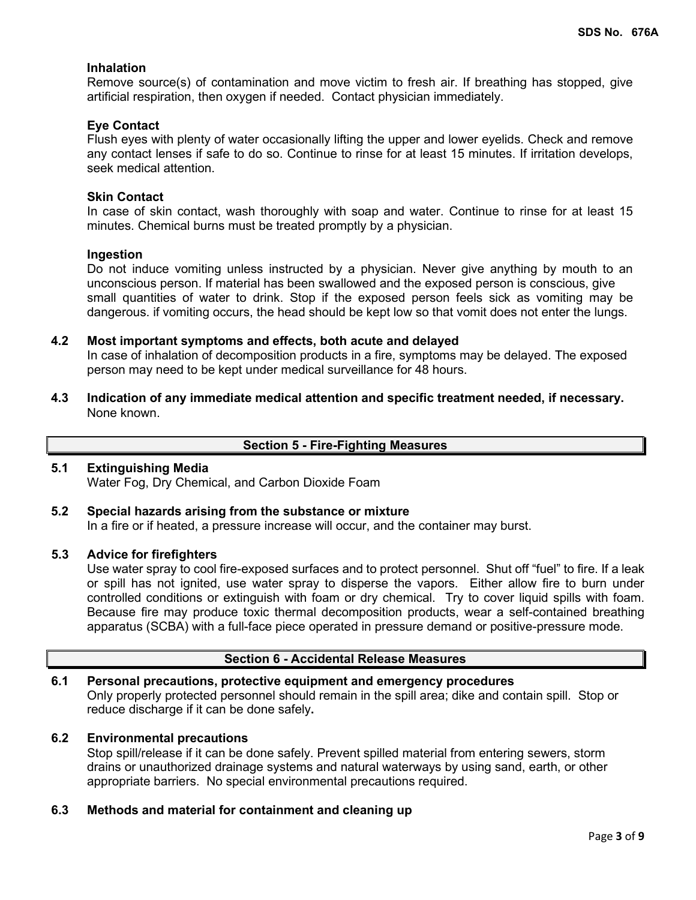**Inhalation**

Remove source(s) of contamination and move victim to fresh air. If breathing has stopped, give artificial respiration, then oxygen if needed. Contact physician immediately.

**Eye Contact**

Flush eyes with plenty of water occasionally lifting the upper and lower eyelids. Check and remove any contact lenses if safe to do so. Continue to rinse for at least 15 minutes. If irritation develops, seek medical attention.

**Skin Contact**

In case of skin contact, wash thoroughly with soap and water. Continue to rinse for at least 15 minutes. Chemical burns must be treated promptly by a physician.

**Ingestion**

Do not induce vomiting unless instructed by a physician. Never give anything by mouth to an unconscious person. If material has been swallowed and the exposed person is conscious, give small quantities of water to drink. Stop if the exposed person feels sick as vomiting may be dangerous. if vomiting occurs, the head should be kept low so that vomit does not enter the lungs.

### 4.2 Most important symptoms and effects, both acute and delayed

In case of inhalation of decomposition products in a fire, symptoms may be delayed. The exposed person may need to be kept under medical surveillance for 48 hours.

### 4.3 Indication of any immediate medical attention and specific treatment needed, if necessary.

None known.

## Section 5 - Fire-Fighting Measures

### 5.1 Extinguishing Media

Water Fog, Dry Chemical, and Carbon Dioxide Foam

### 5.2 Special hazards arising from the substance or mixture

In a fire or if heated, a pressure increase will occur, and the container may burst.

### 5.3 Advice for firefighters

Use water spray to cool fire-exposed surfaces and to protect personnel. Shut off "fuel" to fire. If a leak or spill has not ignited, use water spray to disperse the vapors. Either allow fire to burn under controlled conditions or extinguish with foam or dry chemical. Try to cover liquid spills with foam. Because fire may produce toxic thermal decomposition products, wear a self-contained breathing apparatus (SCBA) with a full-face piece operated in pressure demand or positive-pressure mode.

## Section 6 - Accidental Release Measures

### 6.1 Personal precautions, protective equipment and emergency procedures

Only properly protected personnel should remain in the spill area; dike and contain spill. Stop or reduce discharge if it can be done safely**.**

### 6.2 Environmental precautions

Stop spill/release if it can be done safely. Prevent spilled material from entering sewers, storm drains or unauthorized drainage systems and natural waterways by using sand, earth, or other appropriate barriers. No special environmental precautions required.

### 6.3 Methods and material for containment and cleaning up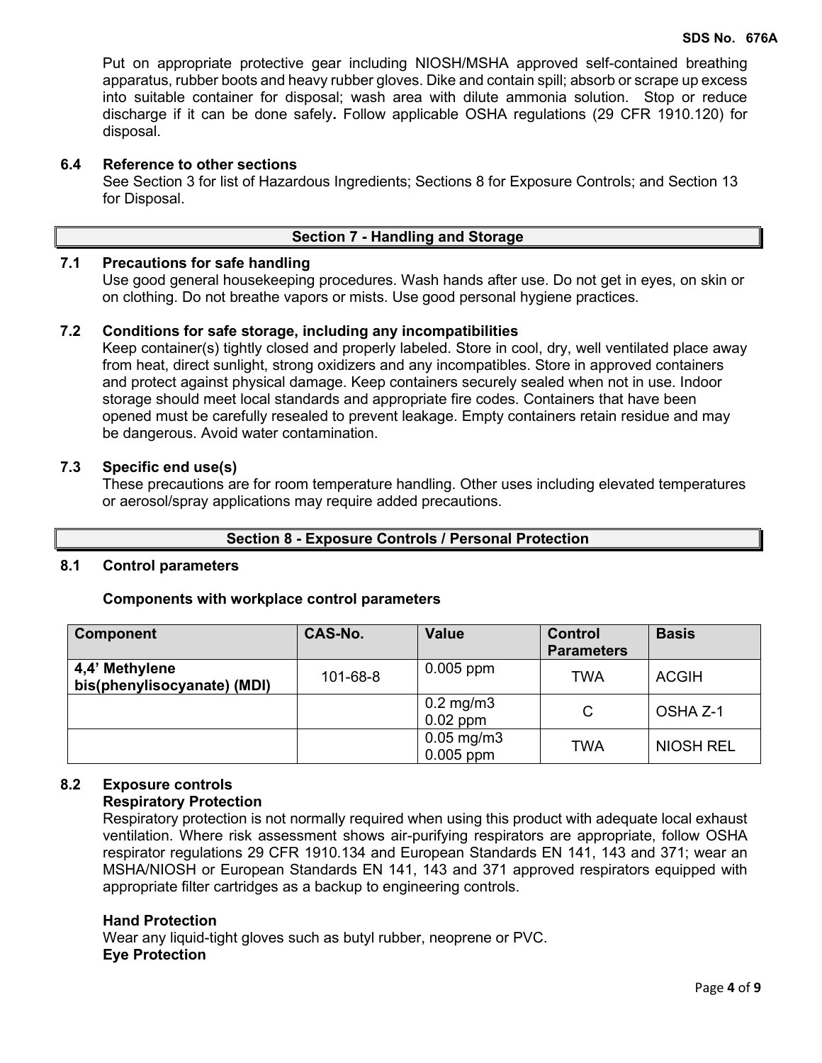Put on appropriate protective gear including NIOSH/MSHA approved self-contained breathing apparatus, rubber boots and heavy rubber gloves. Dike and contain spill; absorb or scrape up excess into suitable container for disposal; wash area with dilute ammonia solution. Stop or reduce discharge if it can be done safely**.** Follow applicable OSHA regulations (29 CFR 1910.120) for disposal.

### 6.4 Reference to other sections

See Section 3 for list of Hazardous Ingredients; Sections 8 for Exposure Controls; and Section 13 for Disposal.

## Section 7 - Handling and Storage

### 7.1 Precautions for safe handling

Use good general housekeeping procedures. Wash hands after use. Do not get in eyes, on skin or on clothing. Do not breathe vapors or mists. Use good personal hygiene practices.

### 7.2 Conditions for safe storage, including any incompatibilities

Keep container(s) tightly closed and properly labeled. Store in cool, dry, well ventilated place away from heat, direct sunlight, strong oxidizers and any incompatibles. Store in approved containers and protect against physical damage. Keep containers securely sealed when not in use. Indoor storage should meet local standards and appropriate fire codes. Containers that have been opened must be carefully resealed to prevent leakage. Empty containers retain residue and may be dangerous. Avoid water contamination.

### 7.3 Specific end use(s)

These precautions are for room temperature handling. Other uses including elevated temperatures or aerosol/spray applications may require added precautions.

## Section 8 - Exposure Controls / Personal Protection

### 8.1 Control parameters

**Components with workplace control parameters**

| Component | CAS-No. | Value | Control Parameters | Basis |
|---|---|---|---|---|
| 4,4' Methylene bis(phenylisocyanate) (MDI) | 101-68-8 | 0.005 ppm | TWA | ACGIH |
| | | 0.2 mg/m3<br>0.02 ppm | C | OSHA Z-1 |
| | | 0.05 mg/m3<br>0.005 ppm | TWA | NIOSH REL |

### 8.2 Exposure controls

**Respiratory Protection**

Respiratory protection is not normally required when using this product with adequate local exhaust ventilation. Where risk assessment shows air-purifying respirators are appropriate, follow OSHA respirator regulations 29 CFR 1910.134 and European Standards EN 141, 143 and 371; wear an MSHA/NIOSH or European Standards EN 141, 143 and 371 approved respirators equipped with appropriate filter cartridges as a backup to engineering controls.

**Hand Protection**

Wear any liquid-tight gloves such as butyl rubber, neoprene or PVC.

**Eye Protection**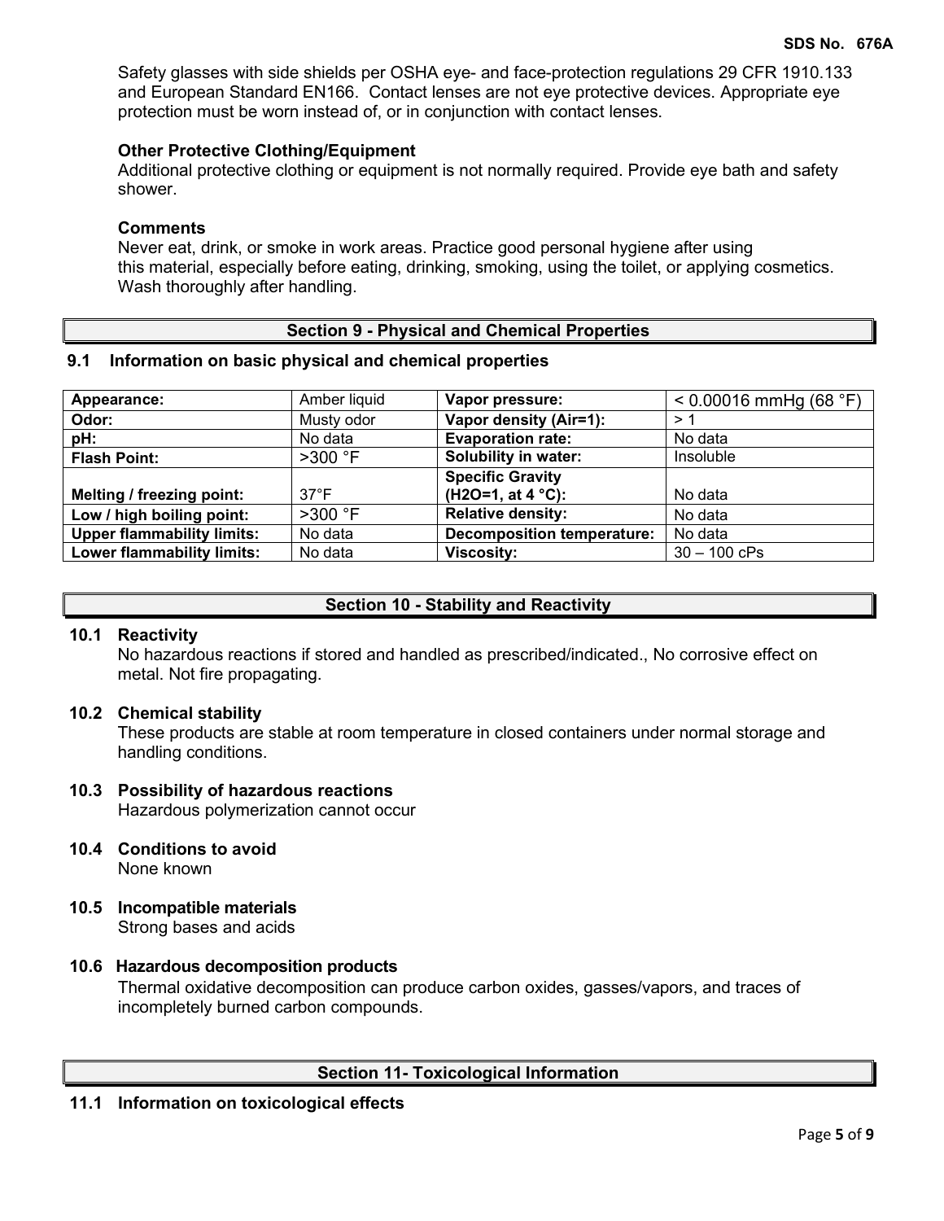Safety glasses with side shields per OSHA eye- and face-protection regulations 29 CFR 1910.133 and European Standard EN166. Contact lenses are not eye protective devices. Appropriate eye protection must be worn instead of, or in conjunction with contact lenses.

**Other Protective Clothing/Equipment**

Additional protective clothing or equipment is not normally required. Provide eye bath and safety shower.

**Comments**

Never eat, drink, or smoke in work areas. Practice good personal hygiene after using this material, especially before eating, drinking, smoking, using the toilet, or applying cosmetics. Wash thoroughly after handling.

## Section 9 - Physical and Chemical Properties

### 9.1 Information on basic physical and chemical properties

| **Appearance:** | Amber liquid | **Vapor pressure:** | < 0.00016 mmHg (68 °F) |
|---|---|---|---|
| **Odor:** | Musty odor | **Vapor density (Air=1):** | > 1 |
| **pH:** | No data | **Evaporation rate:** | No data |
| **Flash Point:** | >300 °F | **Solubility in water:** | Insoluble |
| **Melting / freezing point:** | 37°F | **Specific Gravity ($H_2O$=1, at 4 °C):** | No data |
| **Low / high boiling point:** | >300 °F | **Relative density:** | No data |
| **Upper flammability limits:** | No data | **Decomposition temperature:** | No data |
| **Lower flammability limits:** | No data | **Viscosity:** | 30 – 100 cPs |

## Section 10 - Stability and Reactivity

### 10.1 Reactivity

No hazardous reactions if stored and handled as prescribed/indicated., No corrosive effect on metal. Not fire propagating.

### 10.2 Chemical stability

These products are stable at room temperature in closed containers under normal storage and handling conditions.

### 10.3 Possibility of hazardous reactions

Hazardous polymerization cannot occur

### 10.4 Conditions to avoid

None known

### 10.5 Incompatible materials

Strong bases and acids

### 10.6 Hazardous decomposition products

Thermal oxidative decomposition can produce carbon oxides, gasses/vapors, and traces of incompletely burned carbon compounds.

## Section 11- Toxicological Information

### 11.1 Information on toxicological effects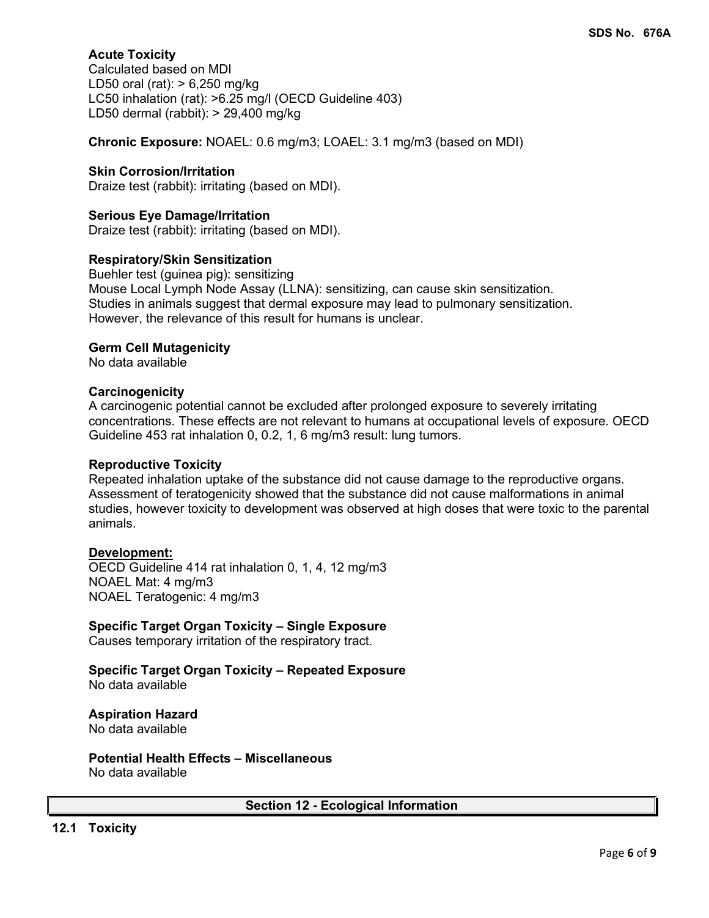**Acute Toxicity**
Calculated based on MDI
LD50 oral (rat): > 6,250 mg/kg
LC50 inhalation (rat): >6.25 mg/l (OECD Guideline 403)
LD50 dermal (rabbit): > 29,400 mg/kg

**Chronic Exposure:** NOAEL: 0.6 mg/m3; LOAEL: 3.1 mg/m3 (based on MDI)

**Skin Corrosion/Irritation**
Draize test (rabbit): irritating (based on MDI).

**Serious Eye Damage/Irritation**
Draize test (rabbit): irritating (based on MDI).

**Respiratory/Skin Sensitization**
Buehler test (guinea pig): sensitizing
Mouse Local Lymph Node Assay (LLNA): sensitizing, can cause skin sensitization.
Studies in animals suggest that dermal exposure may lead to pulmonary sensitization.
However, the relevance of this result for humans is unclear.

**Germ Cell Mutagenicity**
No data available

**Carcinogenicity**
A carcinogenic potential cannot be excluded after prolonged exposure to severely irritating concentrations. These effects are not relevant to humans at occupational levels of exposure. OECD Guideline 453 rat inhalation 0, 0.2, 1, 6 mg/m3 result: lung tumors.

**Reproductive Toxicity**
Repeated inhalation uptake of the substance did not cause damage to the reproductive organs. Assessment of teratogenicity showed that the substance did not cause malformations in animal studies, however toxicity to development was observed at high doses that were toxic to the parental animals.

**Development:**
OECD Guideline 414 rat inhalation 0, 1, 4, 12 mg/m3
NOAEL Mat: 4 mg/m3
NOAEL Teratogenic: 4 mg/m3

**Specific Target Organ Toxicity – Single Exposure**
Causes temporary irritation of the respiratory tract.

**Specific Target Organ Toxicity – Repeated Exposure**
No data available

**Aspiration Hazard**
No data available

**Potential Health Effects – Miscellaneous**
No data available

## Section 12 - Ecological Information

### 12.1 Toxicity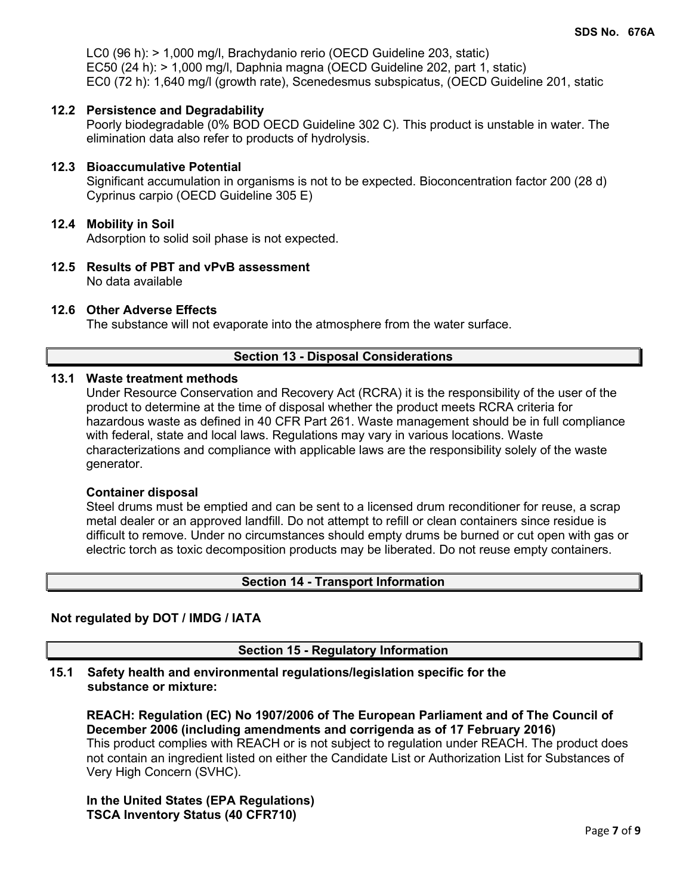LC0 (96 h): > 1,000 mg/l, Brachydanio rerio (OECD Guideline 203, static)
EC50 (24 h): > 1,000 mg/l, Daphnia magna (OECD Guideline 202, part 1, static)
EC0 (72 h): 1,640 mg/l (growth rate), Scenedesmus subspicatus, (OECD Guideline 201, static

### 12.2 Persistence and Degradability

Poorly biodegradable (0% BOD OECD Guideline 302 C). This product is unstable in water. The elimination data also refer to products of hydrolysis.

### 12.3 Bioaccumulative Potential

Significant accumulation in organisms is not to be expected. Bioconcentration factor 200 (28 d) Cyprinus carpio (OECD Guideline 305 E)

### 12.4 Mobility in Soil

Adsorption to solid soil phase is not expected.

### 12.5 Results of PBT and vPvB assessment

No data available

### 12.6 Other Adverse Effects

The substance will not evaporate into the atmosphere from the water surface.

## Section 13 - Disposal Considerations

### 13.1 Waste treatment methods

Under Resource Conservation and Recovery Act (RCRA) it is the responsibility of the user of the product to determine at the time of disposal whether the product meets RCRA criteria for hazardous waste as defined in 40 CFR Part 261. Waste management should be in full compliance with federal, state and local laws. Regulations may vary in various locations. Waste characterizations and compliance with applicable laws are the responsibility solely of the waste generator.

**Container disposal**

Steel drums must be emptied and can be sent to a licensed drum reconditioner for reuse, a scrap metal dealer or an approved landfill. Do not attempt to refill or clean containers since residue is difficult to remove. Under no circumstances should empty drums be burned or cut open with gas or electric torch as toxic decomposition products may be liberated. Do not reuse empty containers.

## Section 14 - Transport Information

**Not regulated by DOT / IMDG / IATA**

## Section 15 - Regulatory Information

### 15.1 Safety health and environmental regulations/legislation specific for the substance or mixture:

**REACH: Regulation (EC) No 1907/2006 of The European Parliament and of The Council of December 2006 (including amendments and corrigenda as of 17 February 2016)**
This product complies with REACH or is not subject to regulation under REACH. The product does not contain an ingredient listed on either the Candidate List or Authorization List for Substances of Very High Concern (SVHC).

**In the United States (EPA Regulations)**
**TSCA Inventory Status (40 CFR710)**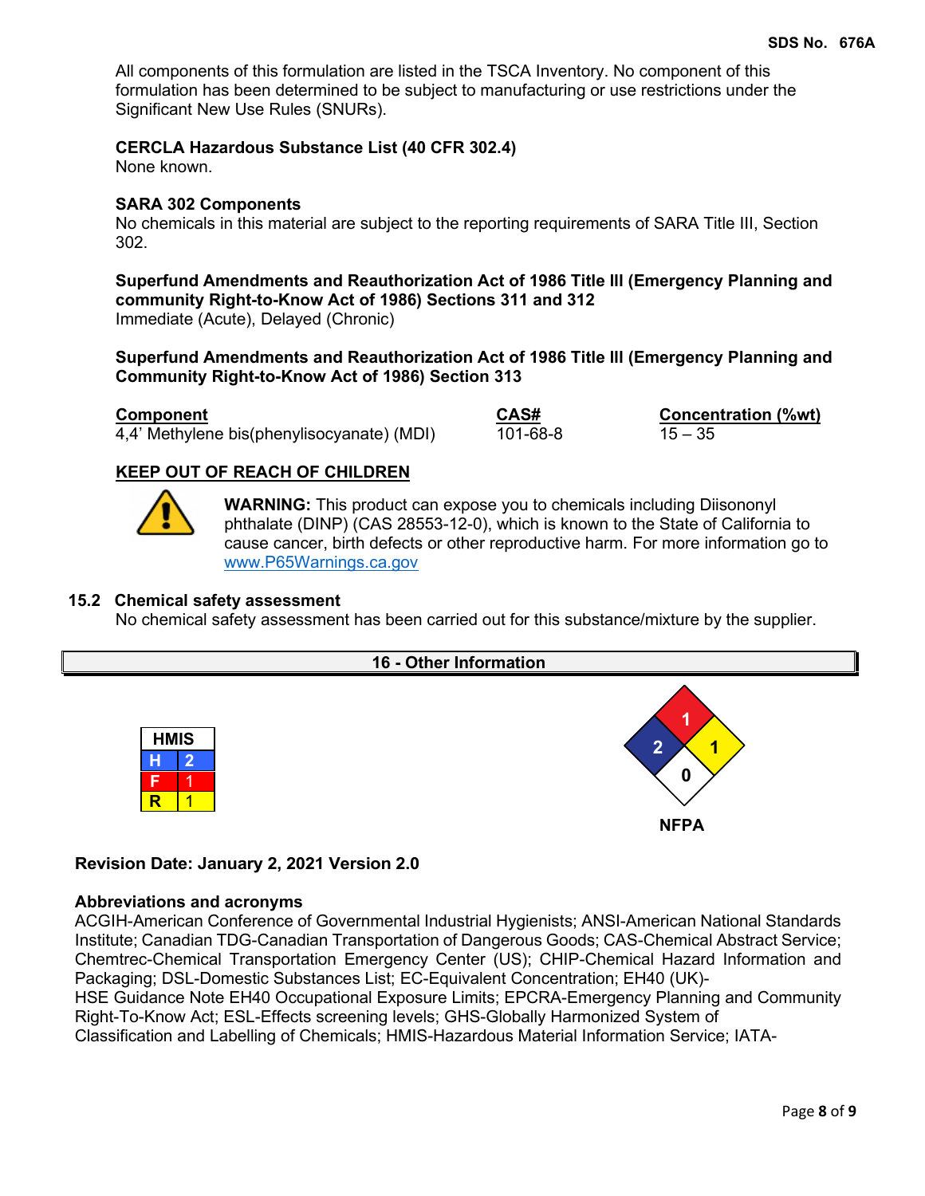All components of this formulation are listed in the TSCA Inventory. No component of this formulation has been determined to be subject to manufacturing or use restrictions under the Significant New Use Rules (SNURs).

**CERCLA Hazardous Substance List (40 CFR 302.4)**
None known.

**SARA 302 Components**
No chemicals in this material are subject to the reporting requirements of SARA Title III, Section 302.

**Superfund Amendments and Reauthorization Act of 1986 Title III (Emergency Planning and community Right-to-Know Act of 1986) Sections 311 and 312**
Immediate (Acute), Delayed (Chronic)

**Superfund Amendments and Reauthorization Act of 1986 Title III (Emergency Planning and Community Right-to-Know Act of 1986) Section 313**

| Component | CAS# | Concentration (%wt) |
|---|---|---|
| 4,4' Methylene bis(phenylisocyanate) (MDI) | 101-68-8 | 15 – 35 |

**KEEP OUT OF REACH OF CHILDREN**

**WARNING:** This product can expose you to chemicals including Diisononyl phthalate (DINP) (CAS 28553-12-0), which is known to the State of California to cause cancer, birth defects or other reproductive harm. For more information go to www.P65Warnings.ca.gov

### 15.2 Chemical safety assessment

No chemical safety assessment has been carried out for this substance/mixture by the supplier.

## 16 - Other Information

| HMIS | |
|---|---|
| H | 2 |
| F | 1 |
| R | 1 |

NFPA: Health 2, Flammability 1, Instability 1, Special 0

**Revision Date: January 2, 2021 Version 2.0**

**Abbreviations and acronyms**
ACGIH-American Conference of Governmental Industrial Hygienists; ANSI-American National Standards Institute; Canadian TDG-Canadian Transportation of Dangerous Goods; CAS-Chemical Abstract Service; Chemtrec-Chemical Transportation Emergency Center (US); CHIP-Chemical Hazard Information and Packaging; DSL-Domestic Substances List; EC-Equivalent Concentration; EH40 (UK)-HSE Guidance Note EH40 Occupational Exposure Limits; EPCRA-Emergency Planning and Community Right-To-Know Act; ESL-Effects screening levels; GHS-Globally Harmonized System of Classification and Labelling of Chemicals; HMIS-Hazardous Material Information Service; IATA-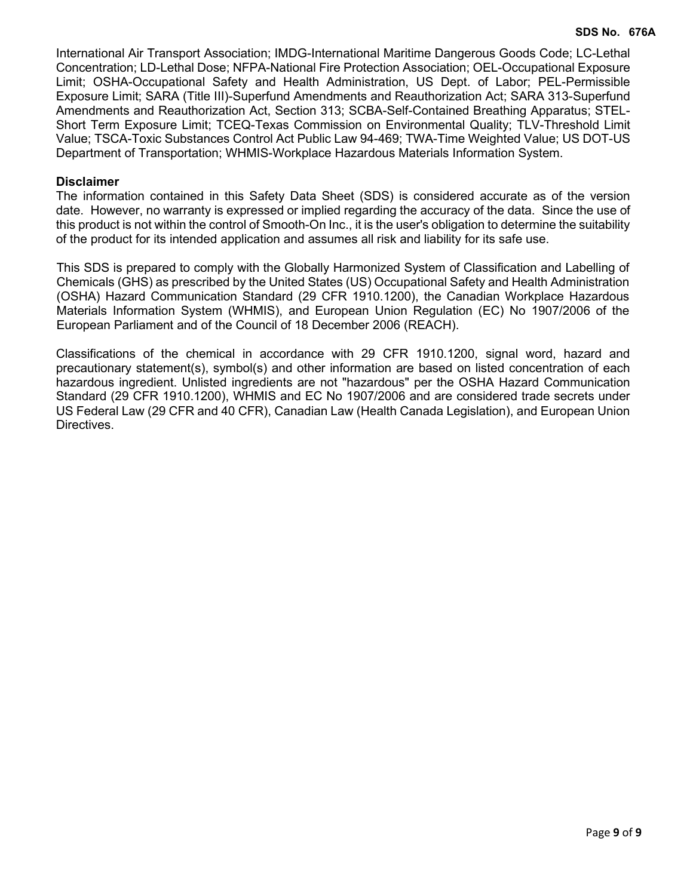International Air Transport Association; IMDG-International Maritime Dangerous Goods Code; LC-Lethal Concentration; LD-Lethal Dose; NFPA-National Fire Protection Association; OEL-Occupational Exposure Limit; OSHA-Occupational Safety and Health Administration, US Dept. of Labor; PEL-Permissible Exposure Limit; SARA (Title III)-Superfund Amendments and Reauthorization Act; SARA 313-Superfund Amendments and Reauthorization Act, Section 313; SCBA-Self-Contained Breathing Apparatus; STEL-Short Term Exposure Limit; TCEQ-Texas Commission on Environmental Quality; TLV-Threshold Limit Value; TSCA-Toxic Substances Control Act Public Law 94-469; TWA-Time Weighted Value; US DOT-US Department of Transportation; WHMIS-Workplace Hazardous Materials Information System.

**Disclaimer**

The information contained in this Safety Data Sheet (SDS) is considered accurate as of the version date. However, no warranty is expressed or implied regarding the accuracy of the data. Since the use of this product is not within the control of Smooth-On Inc., it is the user's obligation to determine the suitability of the product for its intended application and assumes all risk and liability for its safe use.

This SDS is prepared to comply with the Globally Harmonized System of Classification and Labelling of Chemicals (GHS) as prescribed by the United States (US) Occupational Safety and Health Administration (OSHA) Hazard Communication Standard (29 CFR 1910.1200), the Canadian Workplace Hazardous Materials Information System (WHMIS), and European Union Regulation (EC) No 1907/2006 of the European Parliament and of the Council of 18 December 2006 (REACH).

Classifications of the chemical in accordance with 29 CFR 1910.1200, signal word, hazard and precautionary statement(s), symbol(s) and other information are based on listed concentration of each hazardous ingredient. Unlisted ingredients are not "hazardous" per the OSHA Hazard Communication Standard (29 CFR 1910.1200), WHMIS and EC No 1907/2006 and are considered trade secrets under US Federal Law (29 CFR and 40 CFR), Canadian Law (Health Canada Legislation), and European Union Directives.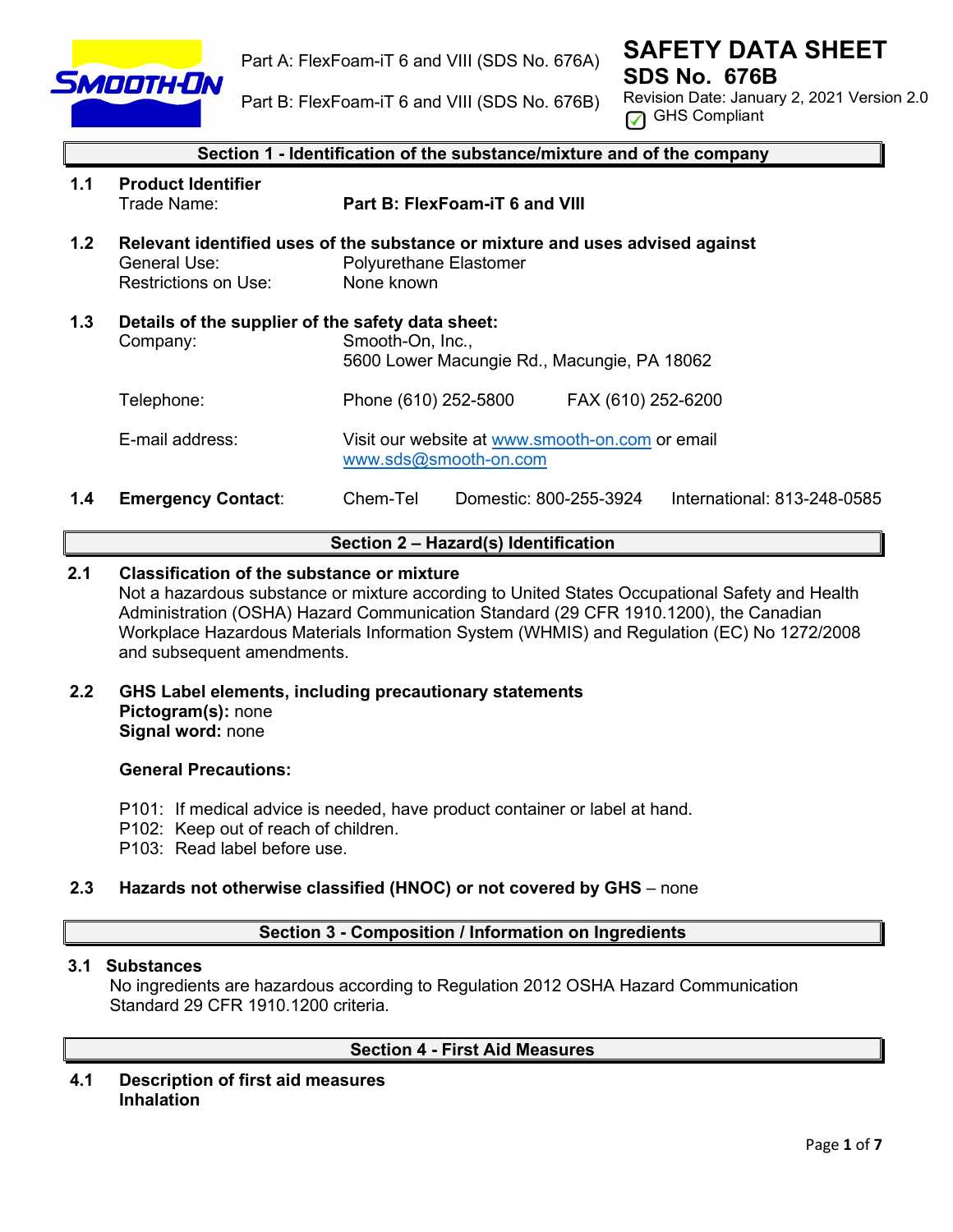Part A: FlexFoam-iT 6 and VIII (SDS No. 676A)

Part B: FlexFoam-iT 6 and VIII (SDS No. 676B)

# SAFETY DATA SHEET
## SDS No. 676B

Revision Date: January 2, 2021 Version 2.0

GHS Compliant

## Section 1 - Identification of the substance/mixture and of the company

**1.1 Product Identifier**

Trade Name: **Part B: FlexFoam-iT 6 and VIII**

**1.2 Relevant identified uses of the substance or mixture and uses advised against**

General Use: Polyurethane Elastomer

Restrictions on Use: None known

**1.3 Details of the supplier of the safety data sheet:**

Company: Smooth-On, Inc., 5600 Lower Macungie Rd., Macungie, PA 18062

Telephone: Phone (610) 252-5800 FAX (610) 252-6200

E-mail address: Visit our website at www.smooth-on.com or email www.sds@smooth-on.com

**1.4 Emergency Contact**: Chem-Tel Domestic: 800-255-3924 International: 813-248-0585

## Section 2 – Hazard(s) Identification

**2.1 Classification of the substance or mixture**

Not a hazardous substance or mixture according to United States Occupational Safety and Health Administration (OSHA) Hazard Communication Standard (29 CFR 1910.1200), the Canadian Workplace Hazardous Materials Information System (WHMIS) and Regulation (EC) No 1272/2008 and subsequent amendments.

**2.2 GHS Label elements, including precautionary statements**

**Pictogram(s):** none

**Signal word:** none

**General Precautions:**

P101: If medical advice is needed, have product container or label at hand.
P102: Keep out of reach of children.
P103: Read label before use.

**2.3 Hazards not otherwise classified (HNOC) or not covered by GHS** – none

## Section 3 - Composition / Information on Ingredients

**3.1 Substances**

No ingredients are hazardous according to Regulation 2012 OSHA Hazard Communication Standard 29 CFR 1910.1200 criteria.

## Section 4 - First Aid Measures

**4.1 Description of first aid measures**

**Inhalation**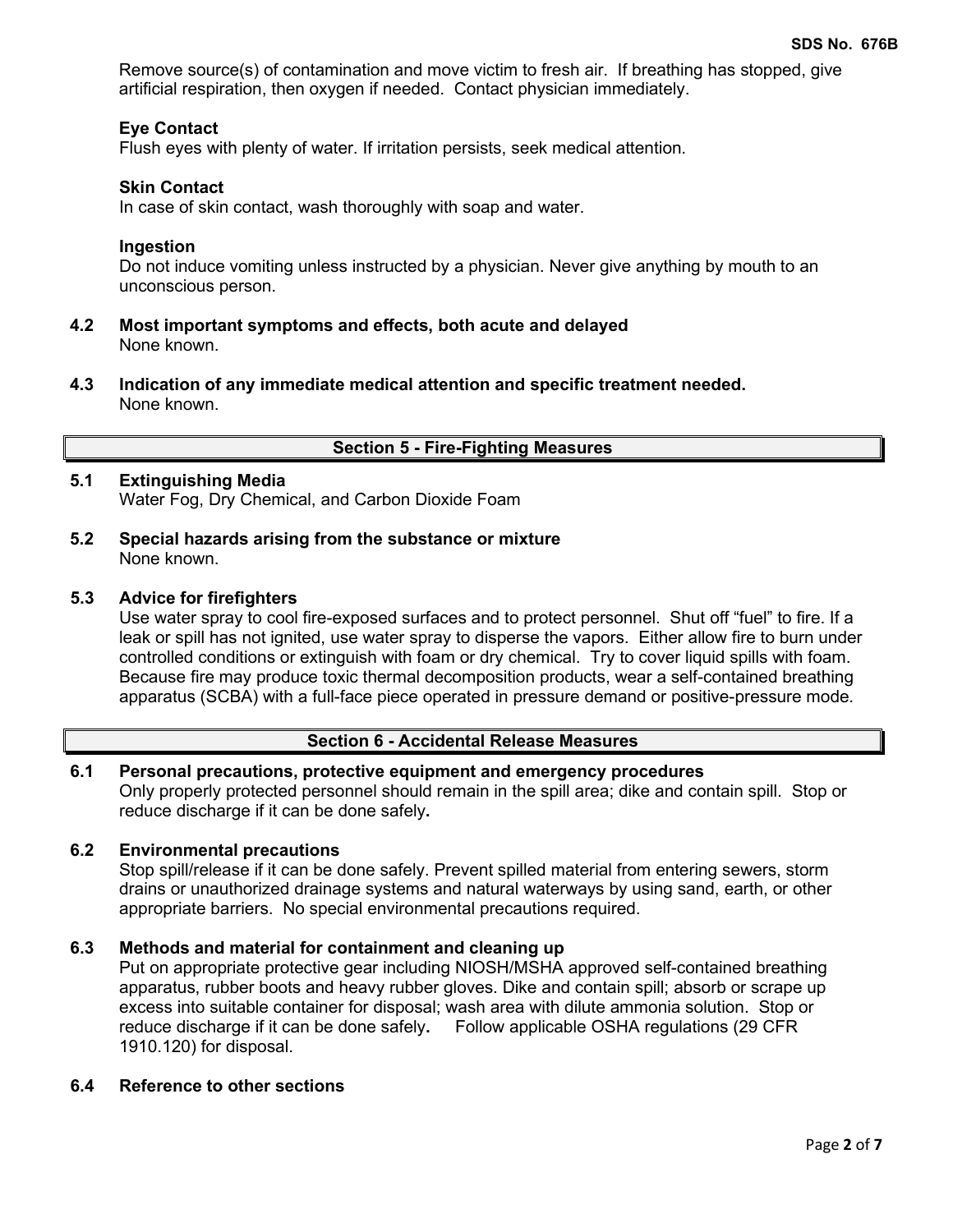Remove source(s) of contamination and move victim to fresh air. If breathing has stopped, give artificial respiration, then oxygen if needed. Contact physician immediately.

**Eye Contact**
Flush eyes with plenty of water. If irritation persists, seek medical attention.

**Skin Contact**
In case of skin contact, wash thoroughly with soap and water.

**Ingestion**
Do not induce vomiting unless instructed by a physician. Never give anything by mouth to an unconscious person.

**4.2 Most important symptoms and effects, both acute and delayed**
None known.

**4.3 Indication of any immediate medical attention and specific treatment needed.**
None known.

## Section 5 - Fire-Fighting Measures

**5.1 Extinguishing Media**
Water Fog, Dry Chemical, and Carbon Dioxide Foam

**5.2 Special hazards arising from the substance or mixture**
None known.

**5.3 Advice for firefighters**
Use water spray to cool fire-exposed surfaces and to protect personnel. Shut off "fuel" to fire. If a leak or spill has not ignited, use water spray to disperse the vapors. Either allow fire to burn under controlled conditions or extinguish with foam or dry chemical. Try to cover liquid spills with foam. Because fire may produce toxic thermal decomposition products, wear a self-contained breathing apparatus (SCBA) with a full-face piece operated in pressure demand or positive-pressure mode.

## Section 6 - Accidental Release Measures

**6.1 Personal precautions, protective equipment and emergency procedures**
Only properly protected personnel should remain in the spill area; dike and contain spill. Stop or reduce discharge if it can be done safely**.**

**6.2 Environmental precautions**
Stop spill/release if it can be done safely. Prevent spilled material from entering sewers, storm drains or unauthorized drainage systems and natural waterways by using sand, earth, or other appropriate barriers. No special environmental precautions required.

**6.3 Methods and material for containment and cleaning up**
Put on appropriate protective gear including NIOSH/MSHA approved self-contained breathing apparatus, rubber boots and heavy rubber gloves. Dike and contain spill; absorb or scrape up excess into suitable container for disposal; wash area with dilute ammonia solution. Stop or reduce discharge if it can be done safely**.** Follow applicable OSHA regulations (29 CFR 1910.120) for disposal.

**6.4 Reference to other sections**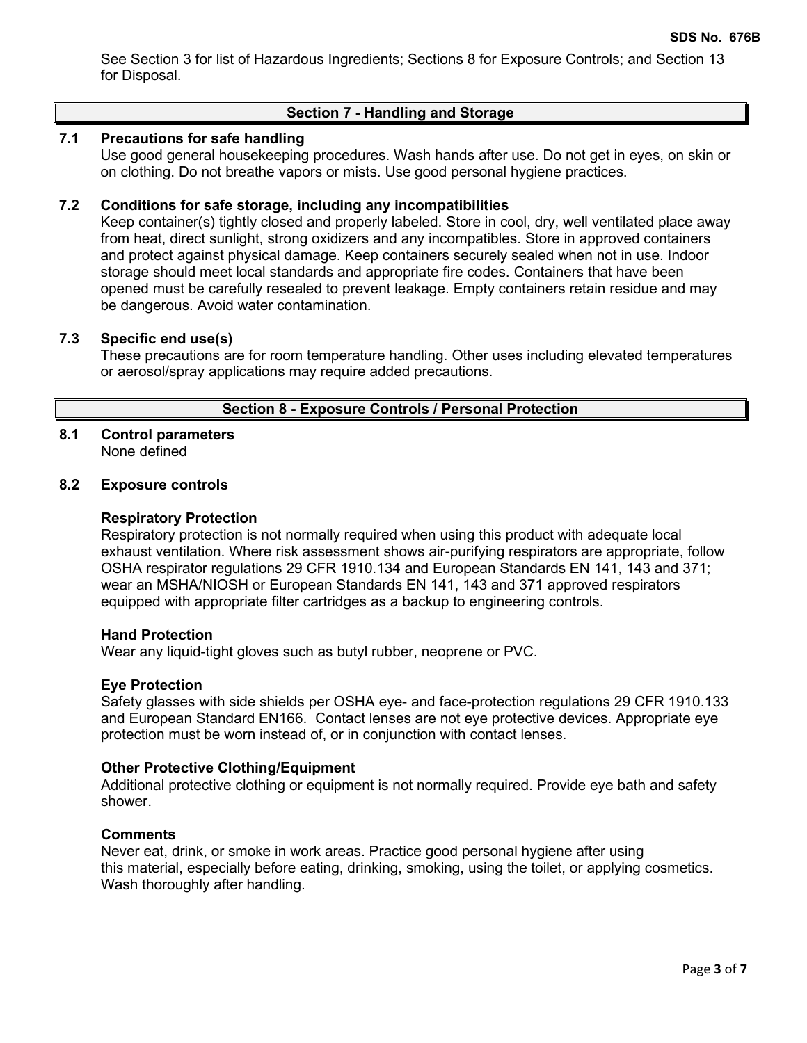See Section 3 for list of Hazardous Ingredients; Sections 8 for Exposure Controls; and Section 13 for Disposal.

## Section 7 - Handling and Storage

**7.1 Precautions for safe handling**

Use good general housekeeping procedures. Wash hands after use. Do not get in eyes, on skin or on clothing. Do not breathe vapors or mists. Use good personal hygiene practices.

**7.2 Conditions for safe storage, including any incompatibilities**

Keep container(s) tightly closed and properly labeled. Store in cool, dry, well ventilated place away from heat, direct sunlight, strong oxidizers and any incompatibles. Store in approved containers and protect against physical damage. Keep containers securely sealed when not in use. Indoor storage should meet local standards and appropriate fire codes. Containers that have been opened must be carefully resealed to prevent leakage. Empty containers retain residue and may be dangerous. Avoid water contamination.

**7.3 Specific end use(s)**

These precautions are for room temperature handling. Other uses including elevated temperatures or aerosol/spray applications may require added precautions.

## Section 8 - Exposure Controls / Personal Protection

**8.1 Control parameters**

None defined

**8.2 Exposure controls**

**Respiratory Protection**

Respiratory protection is not normally required when using this product with adequate local exhaust ventilation. Where risk assessment shows air-purifying respirators are appropriate, follow OSHA respirator regulations 29 CFR 1910.134 and European Standards EN 141, 143 and 371; wear an MSHA/NIOSH or European Standards EN 141, 143 and 371 approved respirators equipped with appropriate filter cartridges as a backup to engineering controls.

**Hand Protection**

Wear any liquid-tight gloves such as butyl rubber, neoprene or PVC.

**Eye Protection**

Safety glasses with side shields per OSHA eye- and face-protection regulations 29 CFR 1910.133 and European Standard EN166. Contact lenses are not eye protective devices. Appropriate eye protection must be worn instead of, or in conjunction with contact lenses.

**Other Protective Clothing/Equipment**

Additional protective clothing or equipment is not normally required. Provide eye bath and safety shower.

**Comments**

Never eat, drink, or smoke in work areas. Practice good personal hygiene after using this material, especially before eating, drinking, smoking, using the toilet, or applying cosmetics. Wash thoroughly after handling.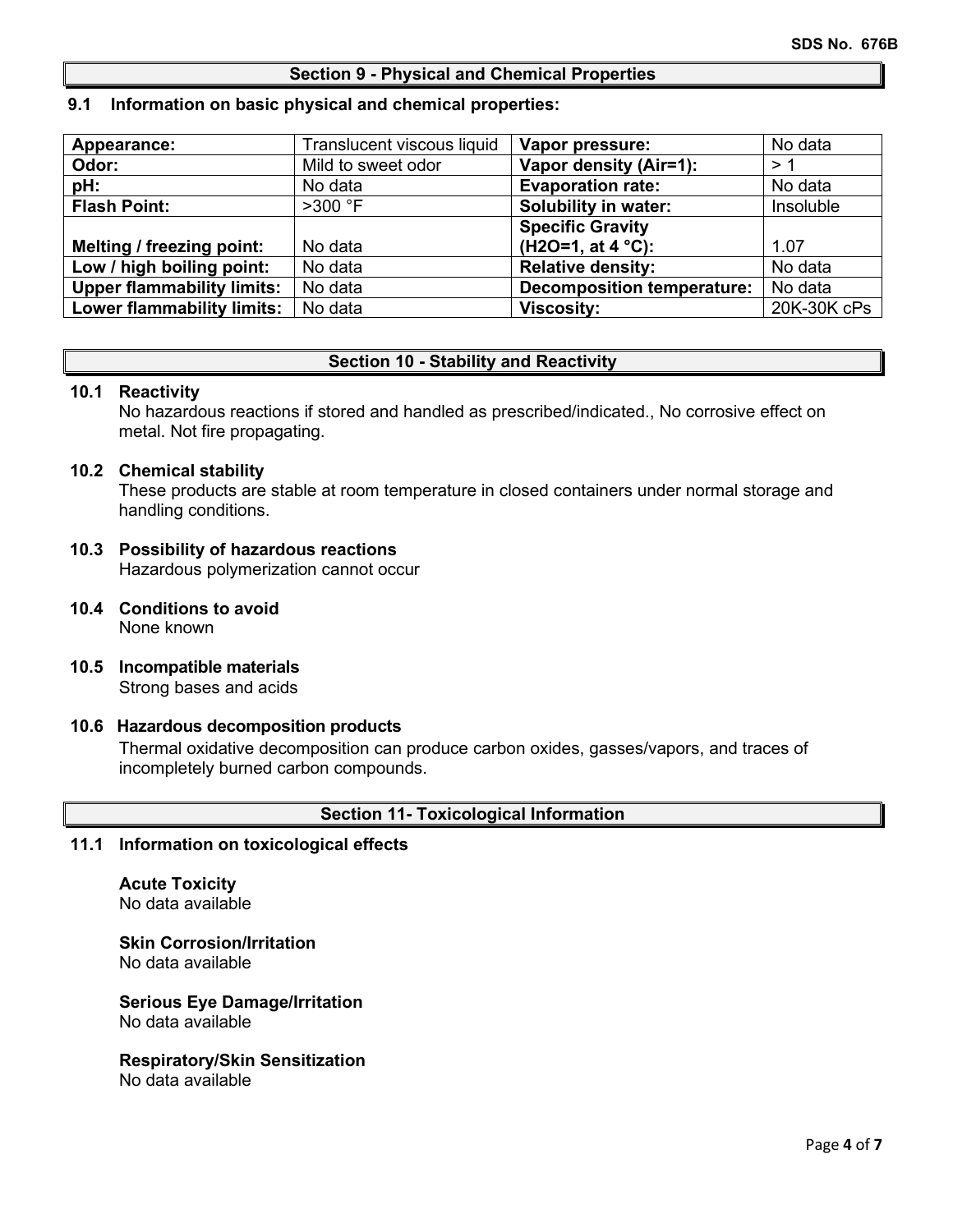## Section 9 - Physical and Chemical Properties

### 9.1 Information on basic physical and chemical properties:

| | | | |
|---|---|---|---|
| **Appearance:** | Translucent viscous liquid | **Vapor pressure:** | No data |
| **Odor:** | Mild to sweet odor | **Vapor density (Air=1):** | > 1 |
| **pH:** | No data | **Evaporation rate:** | No data |
| **Flash Point:** | >300 °F | **Solubility in water:** | Insoluble |
| **Melting / freezing point:** | No data | **Specific Gravity ($H_2O$=1, at 4 °C):** | 1.07 |
| **Low / high boiling point:** | No data | **Relative density:** | No data |
| **Upper flammability limits:** | No data | **Decomposition temperature:** | No data |
| **Lower flammability limits:** | No data | **Viscosity:** | 20K-30K cPs |

## Section 10 - Stability and Reactivity

### 10.1 Reactivity

No hazardous reactions if stored and handled as prescribed/indicated., No corrosive effect on metal. Not fire propagating.

### 10.2 Chemical stability

These products are stable at room temperature in closed containers under normal storage and handling conditions.

### 10.3 Possibility of hazardous reactions

Hazardous polymerization cannot occur

### 10.4 Conditions to avoid

None known

### 10.5 Incompatible materials

Strong bases and acids

### 10.6 Hazardous decomposition products

Thermal oxidative decomposition can produce carbon oxides, gasses/vapors, and traces of incompletely burned carbon compounds.

## Section 11- Toxicological Information

### 11.1 Information on toxicological effects

**Acute Toxicity**
No data available

**Skin Corrosion/Irritation**
No data available

**Serious Eye Damage/Irritation**
No data available

**Respiratory/Skin Sensitization**
No data available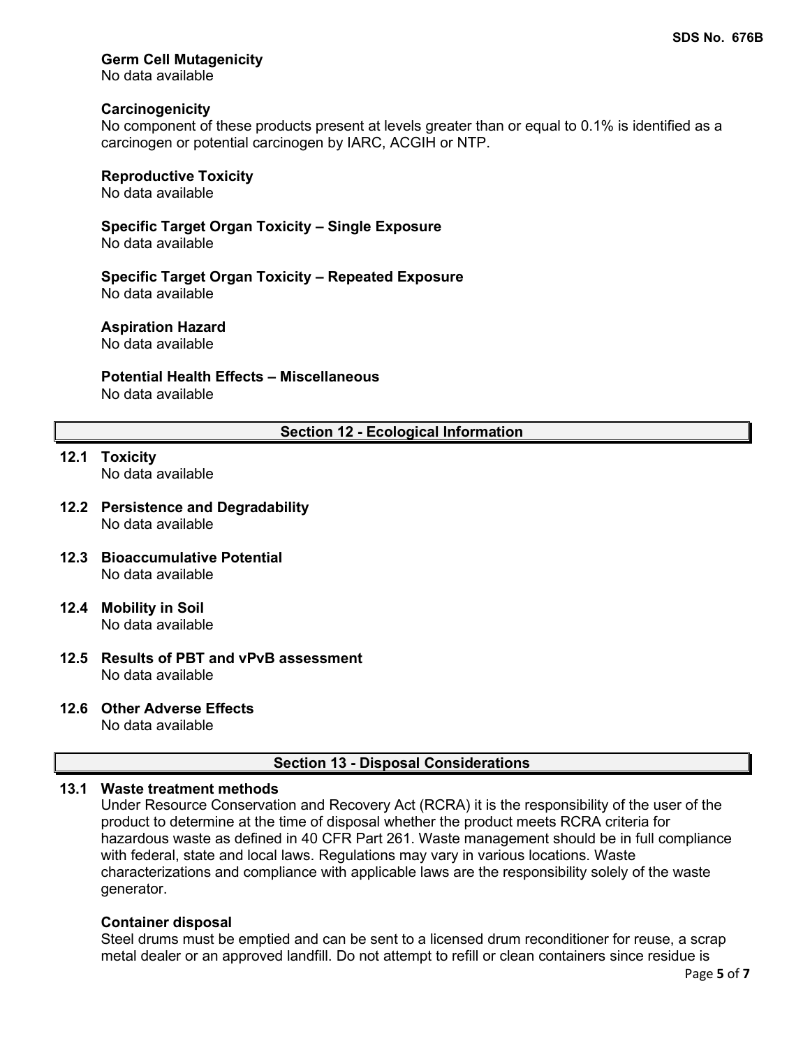**Germ Cell Mutagenicity**
No data available

**Carcinogenicity**
No component of these products present at levels greater than or equal to 0.1% is identified as a carcinogen or potential carcinogen by IARC, ACGIH or NTP.

**Reproductive Toxicity**
No data available

**Specific Target Organ Toxicity – Single Exposure**
No data available

**Specific Target Organ Toxicity – Repeated Exposure**
No data available

**Aspiration Hazard**
No data available

**Potential Health Effects – Miscellaneous**
No data available

## Section 12 - Ecological Information

**12.1 Toxicity**
No data available

**12.2 Persistence and Degradability**
No data available

**12.3 Bioaccumulative Potential**
No data available

**12.4 Mobility in Soil**
No data available

**12.5 Results of PBT and vPvB assessment**
No data available

**12.6 Other Adverse Effects**
No data available

## Section 13 - Disposal Considerations

**13.1 Waste treatment methods**
Under Resource Conservation and Recovery Act (RCRA) it is the responsibility of the user of the product to determine at the time of disposal whether the product meets RCRA criteria for hazardous waste as defined in 40 CFR Part 261. Waste management should be in full compliance with federal, state and local laws. Regulations may vary in various locations. Waste characterizations and compliance with applicable laws are the responsibility solely of the waste generator.

**Container disposal**
Steel drums must be emptied and can be sent to a licensed drum reconditioner for reuse, a scrap metal dealer or an approved landfill. Do not attempt to refill or clean containers since residue is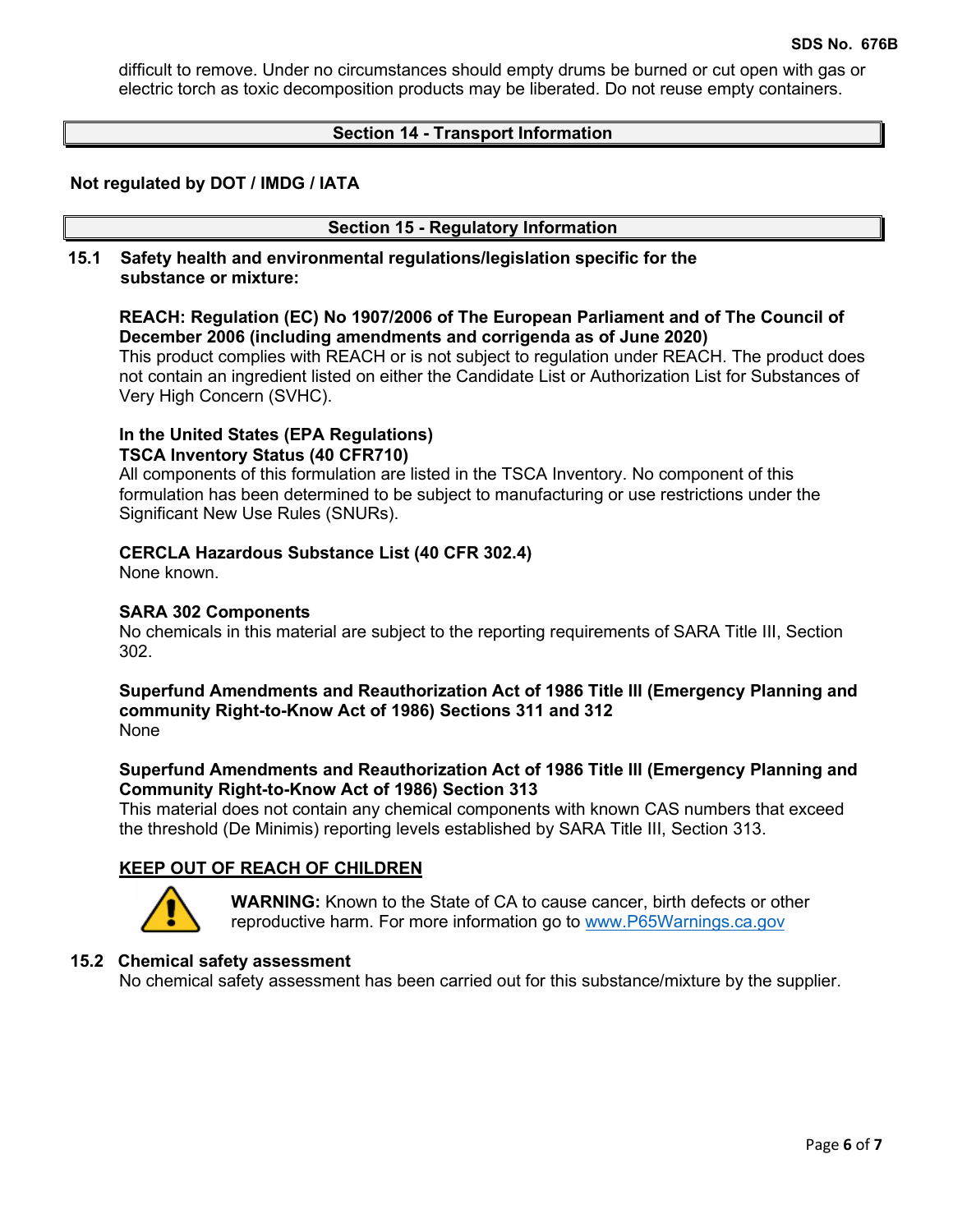difficult to remove. Under no circumstances should empty drums be burned or cut open with gas or electric torch as toxic decomposition products may be liberated. Do not reuse empty containers.

## Section 14 - Transport Information

**Not regulated by DOT / IMDG / IATA**

## Section 15 - Regulatory Information

### 15.1 Safety health and environmental regulations/legislation specific for the substance or mixture:

**REACH: Regulation (EC) No 1907/2006 of The European Parliament and of The Council of December 2006 (including amendments and corrigenda as of June 2020)**
This product complies with REACH or is not subject to regulation under REACH. The product does not contain an ingredient listed on either the Candidate List or Authorization List for Substances of Very High Concern (SVHC).

**In the United States (EPA Regulations)**
**TSCA Inventory Status (40 CFR710)**
All components of this formulation are listed in the TSCA Inventory. No component of this formulation has been determined to be subject to manufacturing or use restrictions under the Significant New Use Rules (SNURs).

**CERCLA Hazardous Substance List (40 CFR 302.4)**
None known.

**SARA 302 Components**
No chemicals in this material are subject to the reporting requirements of SARA Title III, Section 302.

**Superfund Amendments and Reauthorization Act of 1986 Title III (Emergency Planning and community Right-to-Know Act of 1986) Sections 311 and 312**
None

**Superfund Amendments and Reauthorization Act of 1986 Title III (Emergency Planning and Community Right-to-Know Act of 1986) Section 313**
This material does not contain any chemical components with known CAS numbers that exceed the threshold (De Minimis) reporting levels established by SARA Title III, Section 313.

**KEEP OUT OF REACH OF CHILDREN**

**WARNING:** Known to the State of CA to cause cancer, birth defects or other reproductive harm. For more information go to www.P65Warnings.ca.gov

### 15.2 Chemical safety assessment

No chemical safety assessment has been carried out for this substance/mixture by the supplier.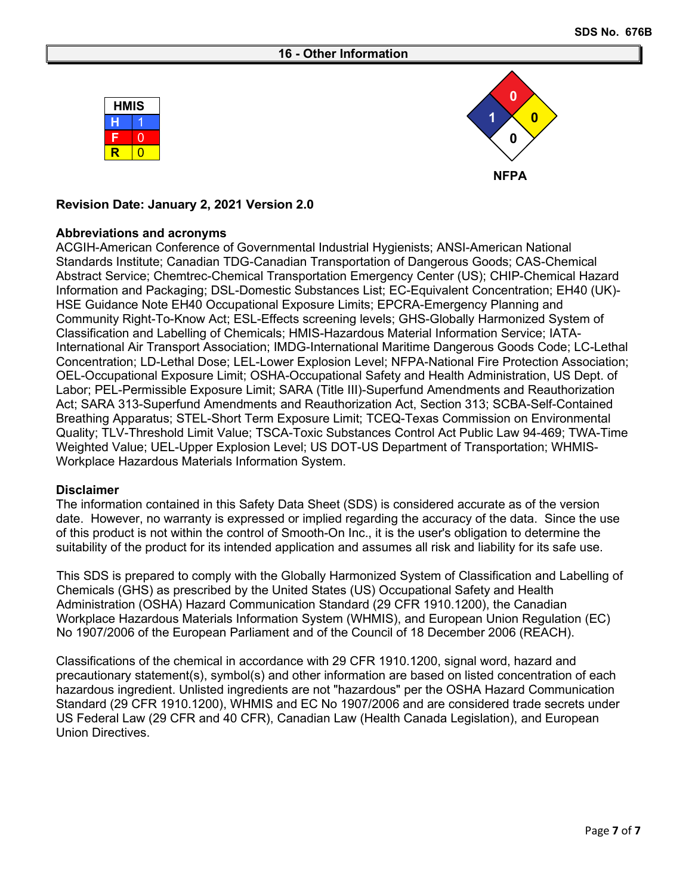## 16 - Other Information

| HMIS | |
|---|---|
| H | 1 |
| F | 0 |
| R | 0 |

NFPA

0

1

0

0

**Revision Date: January 2, 2021 Version 2.0**

**Abbreviations and acronyms**

ACGIH-American Conference of Governmental Industrial Hygienists; ANSI-American National Standards Institute; Canadian TDG-Canadian Transportation of Dangerous Goods; CAS-Chemical Abstract Service; Chemtrec-Chemical Transportation Emergency Center (US); CHIP-Chemical Hazard Information and Packaging; DSL-Domestic Substances List; EC-Equivalent Concentration; EH40 (UK)-HSE Guidance Note EH40 Occupational Exposure Limits; EPCRA-Emergency Planning and Community Right-To-Know Act; ESL-Effects screening levels; GHS-Globally Harmonized System of Classification and Labelling of Chemicals; HMIS-Hazardous Material Information Service; IATA-International Air Transport Association; IMDG-International Maritime Dangerous Goods Code; LC-Lethal Concentration; LD-Lethal Dose; LEL-Lower Explosion Level; NFPA-National Fire Protection Association; OEL-Occupational Exposure Limit; OSHA-Occupational Safety and Health Administration, US Dept. of Labor; PEL-Permissible Exposure Limit; SARA (Title III)-Superfund Amendments and Reauthorization Act; SARA 313-Superfund Amendments and Reauthorization Act, Section 313; SCBA-Self-Contained Breathing Apparatus; STEL-Short Term Exposure Limit; TCEQ-Texas Commission on Environmental Quality; TLV-Threshold Limit Value; TSCA-Toxic Substances Control Act Public Law 94-469; TWA-Time Weighted Value; UEL-Upper Explosion Level; US DOT-US Department of Transportation; WHMIS-Workplace Hazardous Materials Information System.

**Disclaimer**

The information contained in this Safety Data Sheet (SDS) is considered accurate as of the version date. However, no warranty is expressed or implied regarding the accuracy of the data. Since the use of this product is not within the control of Smooth-On Inc., it is the user's obligation to determine the suitability of the product for its intended application and assumes all risk and liability for its safe use.

This SDS is prepared to comply with the Globally Harmonized System of Classification and Labelling of Chemicals (GHS) as prescribed by the United States (US) Occupational Safety and Health Administration (OSHA) Hazard Communication Standard (29 CFR 1910.1200), the Canadian Workplace Hazardous Materials Information System (WHMIS), and European Union Regulation (EC) No 1907/2006 of the European Parliament and of the Council of 18 December 2006 (REACH).

Classifications of the chemical in accordance with 29 CFR 1910.1200, signal word, hazard and precautionary statement(s), symbol(s) and other information are based on listed concentration of each hazardous ingredient. Unlisted ingredients are not "hazardous" per the OSHA Hazard Communication Standard (29 CFR 1910.1200), WHMIS and EC No 1907/2006 and are considered trade secrets under US Federal Law (29 CFR and 40 CFR), Canadian Law (Health Canada Legislation), and European Union Directives.